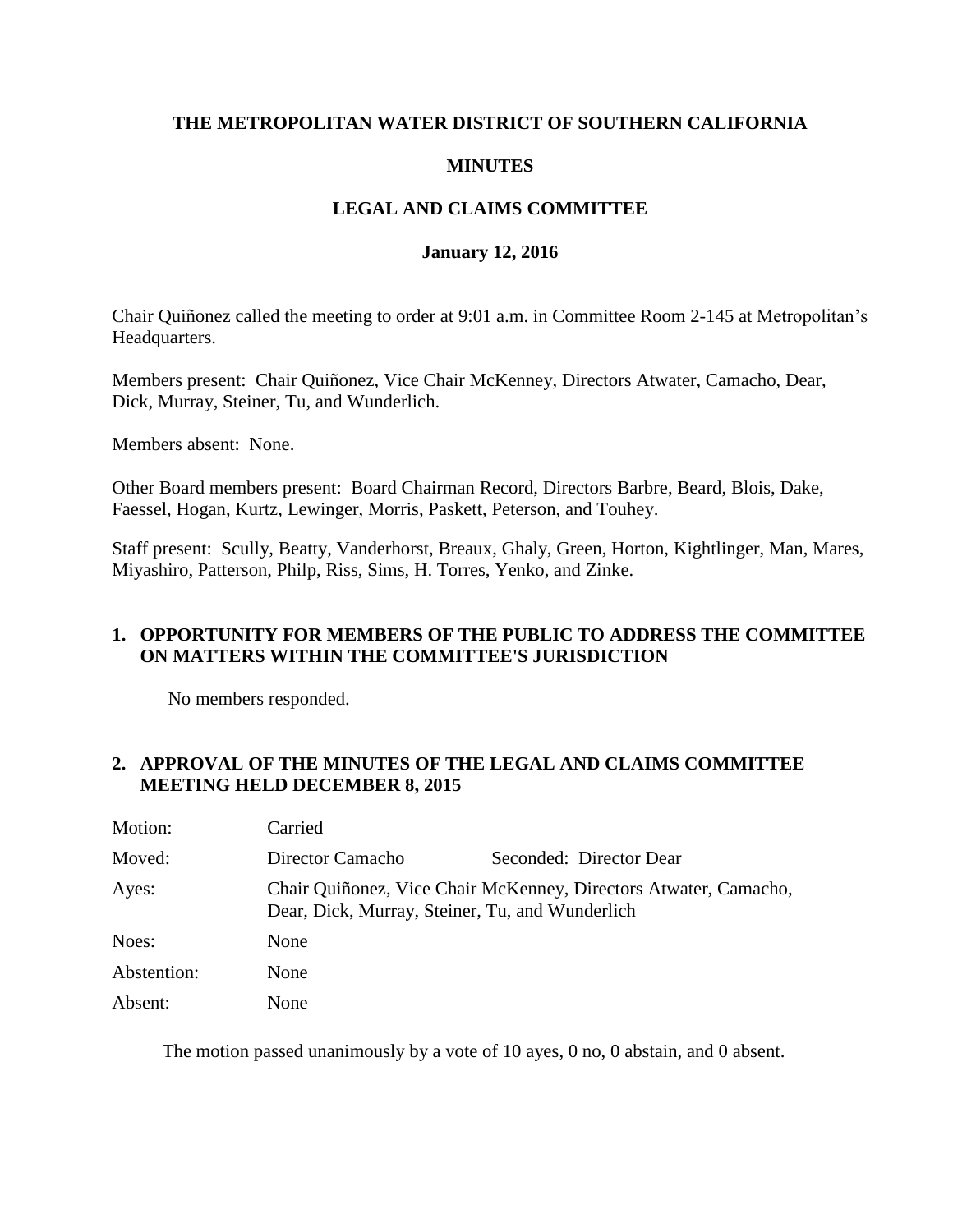# THE METROPOLITAN WATER DISTRICT OF SOUTHERN CALIFORNIA

## MINUTES

## LEGAL AND CLAIMS COMMITTEE

### January 12, 2016

Chair Quiñonez called the meeting to order at 9:01 a.m. in Committee Room 2-145 at Metropolitan's Headquarters.

Members present: Chair Quiñonez, Vice Chair McKenney, Directors Atwater, Camacho, Dear, Dick, Murray, Steiner, Tu, and Wunderlich.

Members absent: None.

Other Board members present: Board Chairman Record, Directors Barbre, Beard, Blois, Dake, Faessel, Hogan, Kurtz, Lewinger, Morris, Paskett, Peterson, and Touhey.

Staff present: Scully, Beatty, Vanderhorst, Breaux, Ghaly, Green, Horton, Kightlinger, Man, Mares, Miyashiro, Patterson, Philp, Riss, Sims, H. Torres, Yenko, and Zinke.

**1. OPPORTUNITY FOR MEMBERS OF THE PUBLIC TO ADDRESS THE COMMITTEE ON MATTERS WITHIN THE COMMITTEE'S JURISDICTION**

No members responded.

**2. APPROVAL OF THE MINUTES OF THE LEGAL AND CLAIMS COMMITTEE MEETING HELD DECEMBER 8, 2015**

| | | |
|---|---|---|
| Motion: | Carried | |
| Moved: | Director Camacho | Seconded: Director Dear |
| Ayes: | Chair Quiñonez, Vice Chair McKenney, Directors Atwater, Camacho, Dear, Dick, Murray, Steiner, Tu, and Wunderlich | |
| Noes: | None | |
| Abstention: | None | |
| Absent: | None | |

The motion passed unanimously by a vote of 10 ayes, 0 no, 0 abstain, and 0 absent.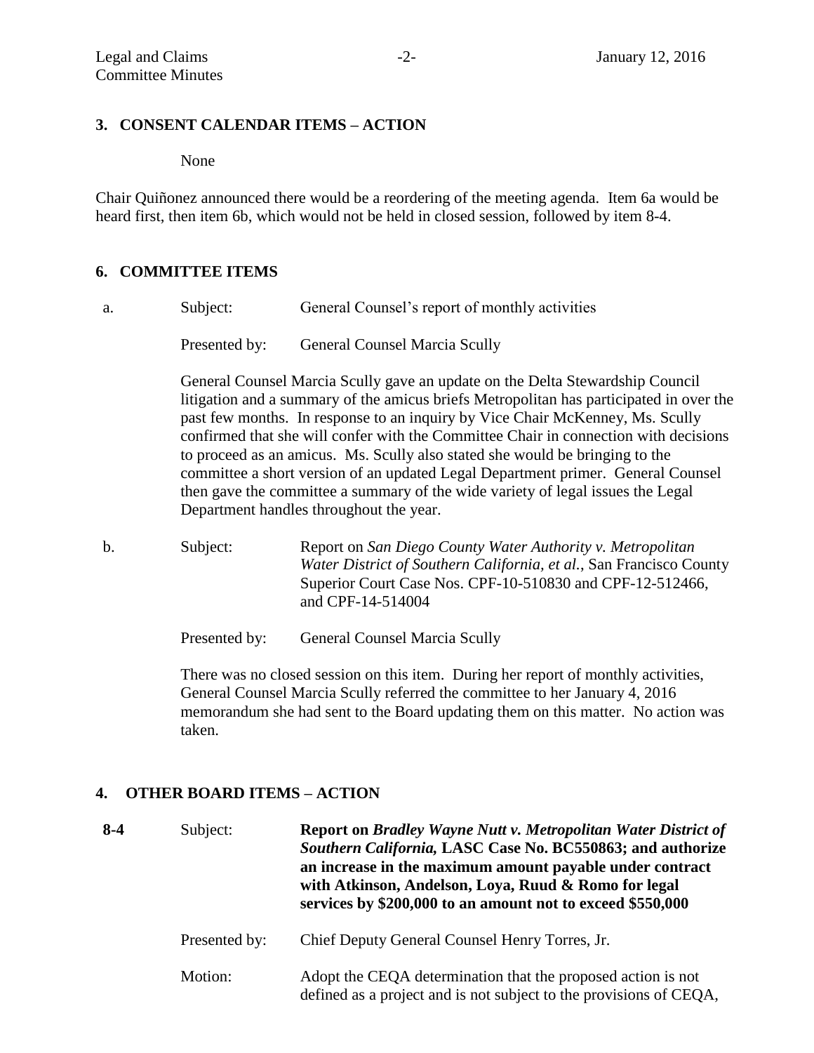## 3. CONSENT CALENDAR ITEMS – ACTION

None

Chair Quiñonez announced there would be a reordering of the meeting agenda. Item 6a would be heard first, then item 6b, which would not be held in closed session, followed by item 8-4.

## 6. COMMITTEE ITEMS

a. Subject: General Counsel's report of monthly activities

Presented by: General Counsel Marcia Scully

General Counsel Marcia Scully gave an update on the Delta Stewardship Council litigation and a summary of the amicus briefs Metropolitan has participated in over the past few months. In response to an inquiry by Vice Chair McKenney, Ms. Scully confirmed that she will confer with the Committee Chair in connection with decisions to proceed as an amicus. Ms. Scully also stated she would be bringing to the committee a short version of an updated Legal Department primer. General Counsel then gave the committee a summary of the wide variety of legal issues the Legal Department handles throughout the year.

b. Subject: Report on *San Diego County Water Authority v. Metropolitan Water District of Southern California, et al.*, San Francisco County Superior Court Case Nos. CPF-10-510830 and CPF-12-512466, and CPF-14-514004

Presented by: General Counsel Marcia Scully

There was no closed session on this item. During her report of monthly activities, General Counsel Marcia Scully referred the committee to her January 4, 2016 memorandum she had sent to the Board updating them on this matter. No action was taken.

## 4. OTHER BOARD ITEMS – ACTION

8-4 Subject: **Report on *Bradley Wayne Nutt v. Metropolitan Water District of Southern California,* LASC Case No. BC550863; and authorize an increase in the maximum amount payable under contract with Atkinson, Andelson, Loya, Ruud & Romo for legal services by $200,000 to an amount not to exceed $550,000**

Presented by: Chief Deputy General Counsel Henry Torres, Jr.

Motion: Adopt the CEQA determination that the proposed action is not defined as a project and is not subject to the provisions of CEQA,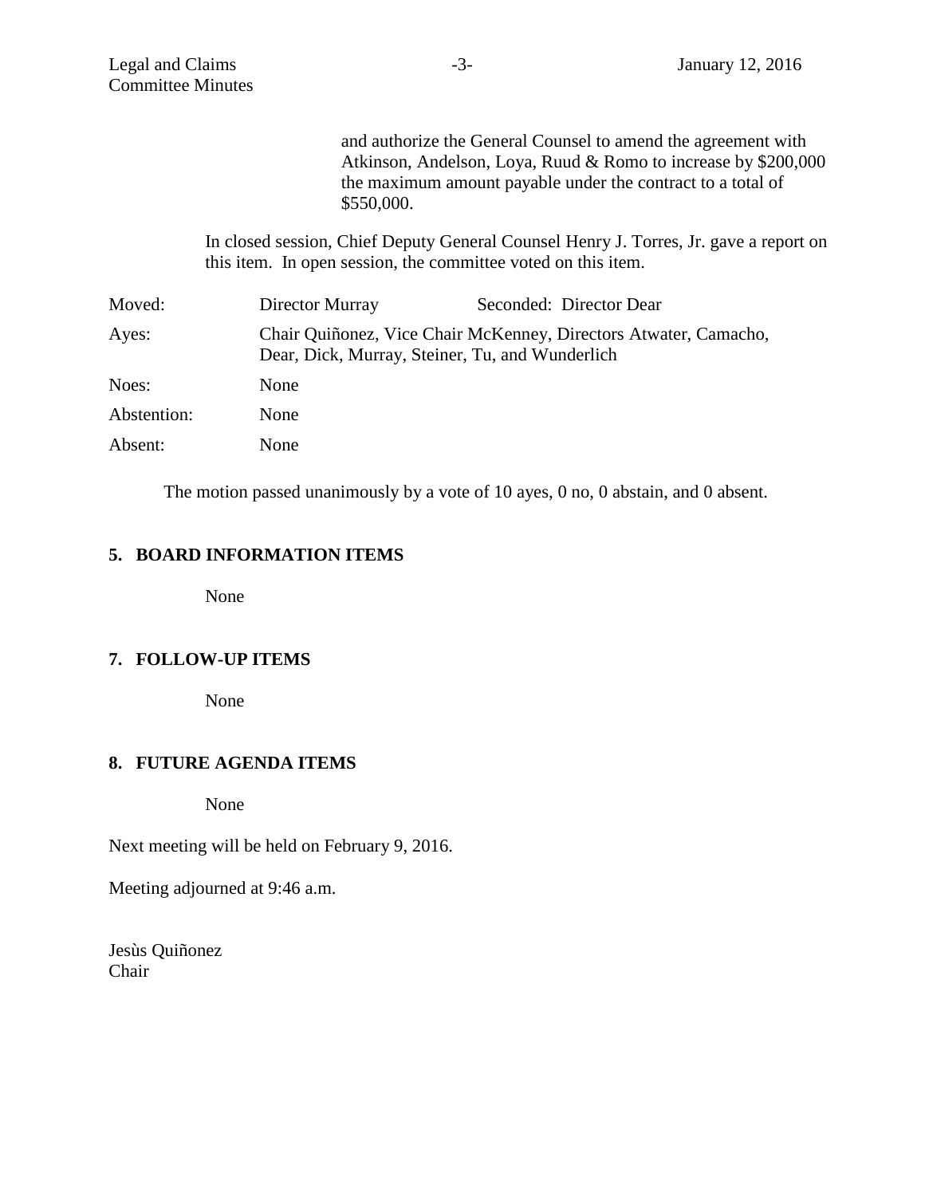and authorize the General Counsel to amend the agreement with Atkinson, Andelson, Loya, Ruud & Romo to increase by $200,000 the maximum amount payable under the contract to a total of $550,000.

In closed session, Chief Deputy General Counsel Henry J. Torres, Jr. gave a report on this item. In open session, the committee voted on this item.

| | | |
|---|---|---|
| Moved: | Director Murray | Seconded: Director Dear |
| Ayes: | Chair Quiñonez, Vice Chair McKenney, Directors Atwater, Camacho, Dear, Dick, Murray, Steiner, Tu, and Wunderlich | |
| Noes: | None | |
| Abstention: | None | |
| Absent: | None | |

The motion passed unanimously by a vote of 10 ayes, 0 no, 0 abstain, and 0 absent.

## 5. BOARD INFORMATION ITEMS

None

## 7. FOLLOW-UP ITEMS

None

## 8. FUTURE AGENDA ITEMS

None

Next meeting will be held on February 9, 2016.

Meeting adjourned at 9:46 a.m.

Jesùs Quiñonez
Chair